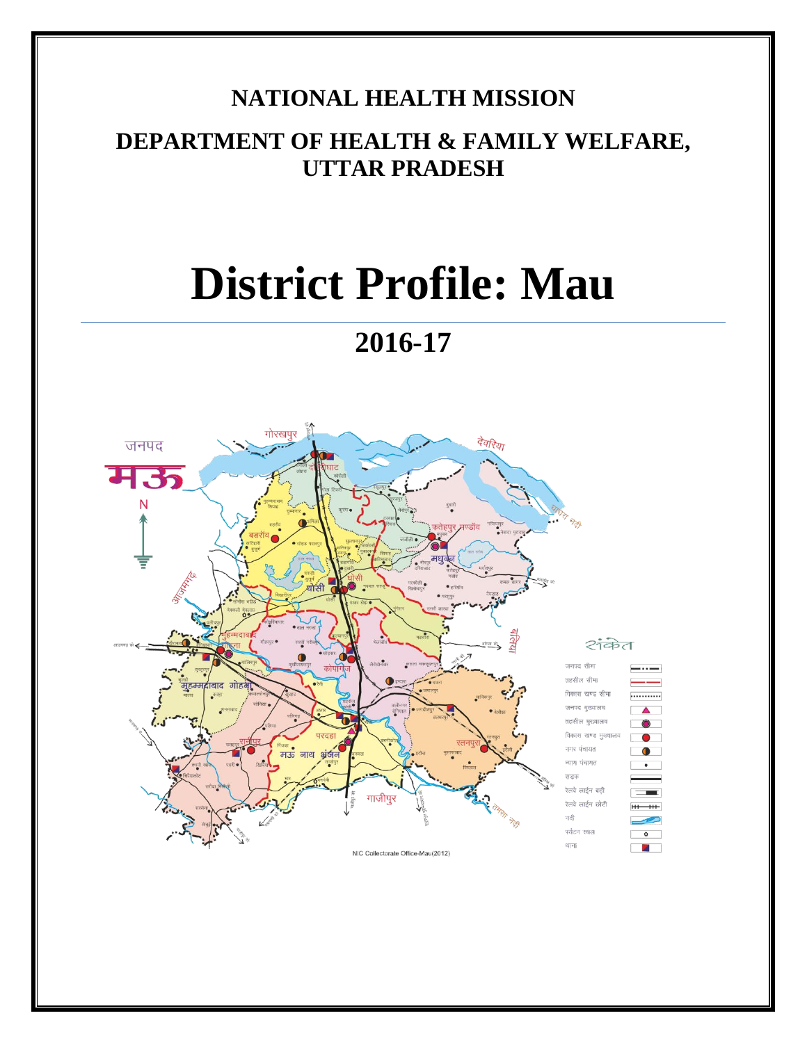# NATIONAL HEALTH MISSION

## DEPARTMENT OF HEALTH & FAMILY WELFARE, UTTAR PRADESH

# District Profile: Mau

## 2016-17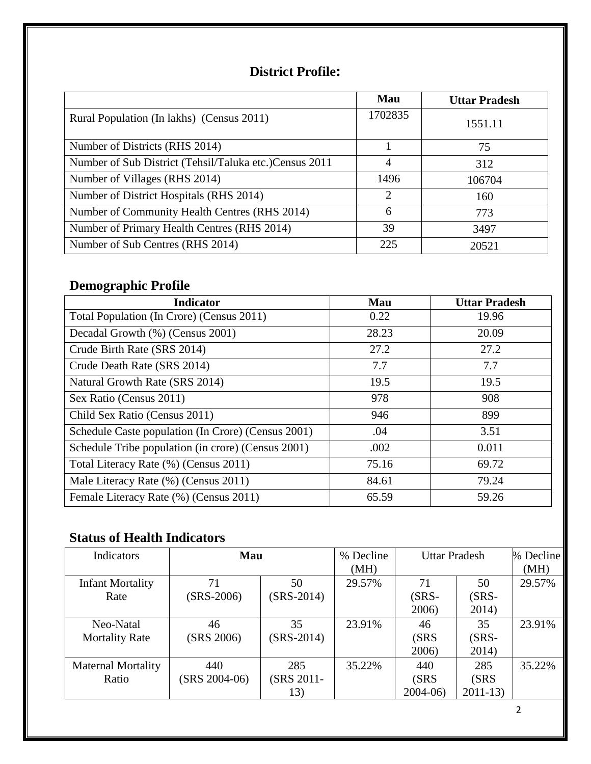## District Profile:

| | Mau | Uttar Pradesh |
|---|---|---|
| Rural Population (In lakhs) (Census 2011) | 1702835 | 1551.11 |
| Number of Districts (RHS 2014) | 1 | 75 |
| Number of Sub District (Tehsil/Taluka etc.)Census 2011 | 4 | 312 |
| Number of Villages (RHS 2014) | 1496 | 106704 |
| Number of District Hospitals (RHS 2014) | 2 | 160 |
| Number of Community Health Centres (RHS 2014) | 6 | 773 |
| Number of Primary Health Centres (RHS 2014) | 39 | 3497 |
| Number of Sub Centres (RHS 2014) | 225 | 20521 |

## Demographic Profile

| Indicator | Mau | Uttar Pradesh |
|---|---|---|
| Total Population (In Crore) (Census 2011) | 0.22 | 19.96 |
| Decadal Growth (%) (Census 2001) | 28.23 | 20.09 |
| Crude Birth Rate (SRS 2014) | 27.2 | 27.2 |
| Crude Death Rate (SRS 2014) | 7.7 | 7.7 |
| Natural Growth Rate (SRS 2014) | 19.5 | 19.5 |
| Sex Ratio (Census 2011) | 978 | 908 |
| Child Sex Ratio (Census 2011) | 946 | 899 |
| Schedule Caste population (In Crore) (Census 2001) | .04 | 3.51 |
| Schedule Tribe population (in crore) (Census 2001) | .002 | 0.011 |
| Total Literacy Rate (%) (Census 2011) | 75.16 | 69.72 |
| Male Literacy Rate (%) (Census 2011) | 84.61 | 79.24 |
| Female Literacy Rate (%) (Census 2011) | 65.59 | 59.26 |

## Status of Health Indicators

| Indicators | Mau | | % Decline (MH) | Uttar Pradesh | | % Decline (MH) |
|---|---|---|---|---|---|---|
| Infant Mortality Rate | 71 (SRS-2006) | 50 (SRS-2014) | 29.57% | 71 (SRS-2006) | 50 (SRS-2014) | 29.57% |
| Neo-Natal Mortality Rate | 46 (SRS 2006) | 35 (SRS-2014) | 23.91% | 46 (SRS 2006) | 35 (SRS-2014) | 23.91% |
| Maternal Mortality Ratio | 440 (SRS 2004-06) | 285 (SRS 2011-13) | 35.22% | 440 (SRS 2004-06) | 285 (SRS 2011-13) | 35.22% |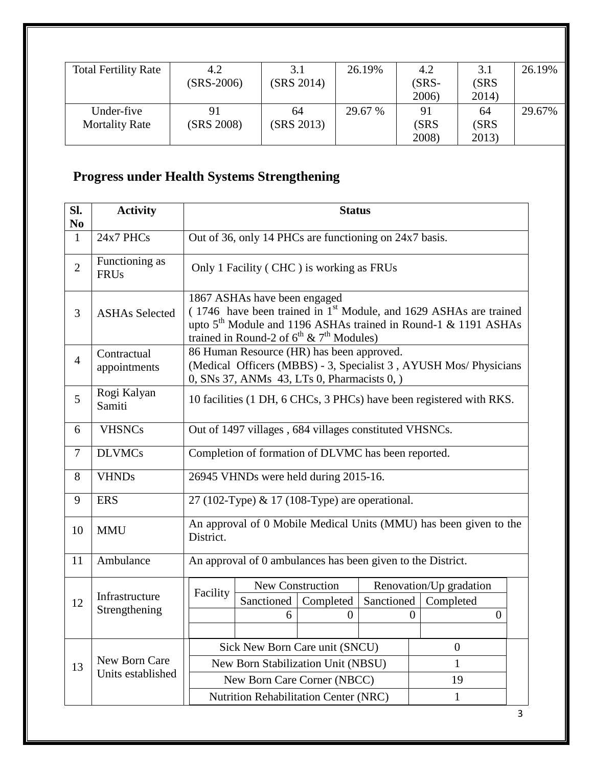| Total Fertility Rate | 4.2 (SRS-2006) | 3.1 (SRS 2014) | 26.19% | 4.2 (SRS-2006) | 3.1 (SRS 2014) | 26.19% |
|---|---|---|---|---|---|---|
| Under-five Mortality Rate | 91 (SRS 2008) | 64 (SRS 2013) | 29.67 % | 91 (SRS 2008) | 64 (SRS 2013) | 29.67% |

## Progress under Health Systems Strengthening

| Sl. No | Activity | Status |
|---|---|---|
| 1 | 24x7 PHCs | Out of 36, only 14 PHCs are functioning on 24x7 basis. |
| 2 | Functioning as FRUs | Only 1 Facility ( CHC ) is working as FRUs |
| 3 | ASHAs Selected | 1867 ASHAs have been engaged ( 1746 have been trained in 1st Module, and 1629 ASHAs are trained upto 5th Module and 1196 ASHAs trained in Round-1 & 1191 ASHAs trained in Round-2 of 6th & 7th Modules) |
| 4 | Contractual appointments | 86 Human Resource (HR) has been approved. (Medical Officers (MBBS) - 3, Specialist 3 , AYUSH Mos/ Physicians 0, SNs 37, ANMs 43, LTs 0, Pharmacists 0, ) |
| 5 | Rogi Kalyan Samiti | 10 facilities (1 DH, 6 CHCs, 3 PHCs) have been registered with RKS. |
| 6 | VHSNCs | Out of 1497 villages , 684 villages constituted VHSNCs. |
| 7 | DLVMCs | Completion of formation of DLVMC has been reported. |
| 8 | VHNDs | 26945 VHNDs were held during 2015-16. |
| 9 | ERS | 27 (102-Type) & 17 (108-Type) are operational. |
| 10 | MMU | An approval of 0 Mobile Medical Units (MMU) has been given to the District. |
| 11 | Ambulance | An approval of 0 ambulances has been given to the District. |
| 12 | Infrastructure Strengthening | See table below |
| 13 | New Born Care Units established | See table below |

**12. Infrastructure Strengthening**

| Facility | New Construction | | Renovation/Up gradation | |
|---|---|---|---|---|
| | Sanctioned | Completed | Sanctioned | Completed |
| | 6 | 0 | 0 | 0 |
| | | | | |

**13. New Born Care Units established**

| Unit | Number |
|---|---|
| Sick New Born Care unit (SNCU) | 0 |
| New Born Stabilization Unit (NBSU) | 1 |
| New Born Care Corner (NBCC) | 19 |
| Nutrition Rehabilitation Center (NRC) | 1 |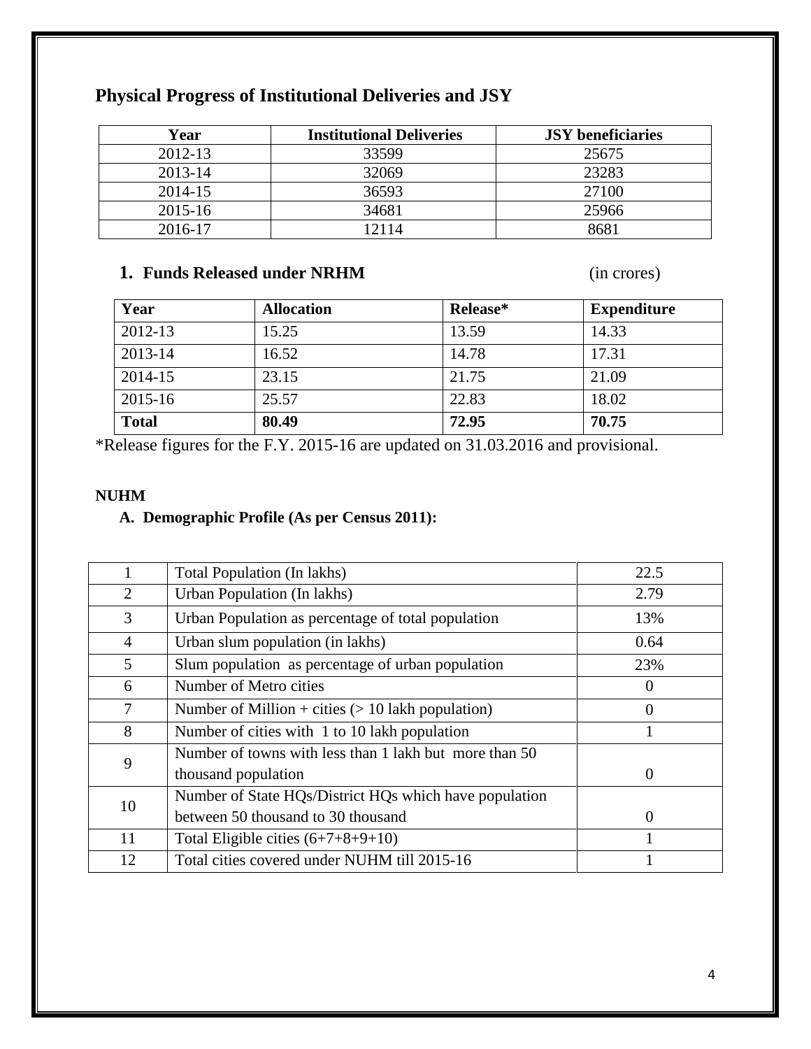## Physical Progress of Institutional Deliveries and JSY

| Year | Institutional Deliveries | JSY beneficiaries |
|---|---|---|
| 2012-13 | 33599 | 25675 |
| 2013-14 | 32069 | 23283 |
| 2014-15 | 36593 | 27100 |
| 2015-16 | 34681 | 25966 |
| 2016-17 | 12114 | 8681 |

### 1. Funds Released under NRHM (in crores)

| Year | Allocation | Release* | Expenditure |
|---|---|---|---|
| 2012-13 | 15.25 | 13.59 | 14.33 |
| 2013-14 | 16.52 | 14.78 | 17.31 |
| 2014-15 | 23.15 | 21.75 | 21.09 |
| 2015-16 | 25.57 | 22.83 | 18.02 |
| **Total** | **80.49** | **72.95** | **70.75** |

*Release figures for the F.Y. 2015-16 are updated on 31.03.2016 and provisional.

**NUHM**

**A. Demographic Profile (As per Census 2011):**

| | | |
|---|---|---|
| 1 | Total Population (In lakhs) | 22.5 |
| 2 | Urban Population (In lakhs) | 2.79 |
| 3 | Urban Population as percentage of total population | 13% |
| 4 | Urban slum population (in lakhs) | 0.64 |
| 5 | Slum population as percentage of urban population | 23% |
| 6 | Number of Metro cities | 0 |
| 7 | Number of Million + cities (> 10 lakh population) | 0 |
| 8 | Number of cities with 1 to 10 lakh population | 1 |
| 9 | Number of towns with less than 1 lakh but more than 50 thousand population | 0 |
| 10 | Number of State HQs/District HQs which have population between 50 thousand to 30 thousand | 0 |
| 11 | Total Eligible cities (6+7+8+9+10) | 1 |
| 12 | Total cities covered under NUHM till 2015-16 | 1 |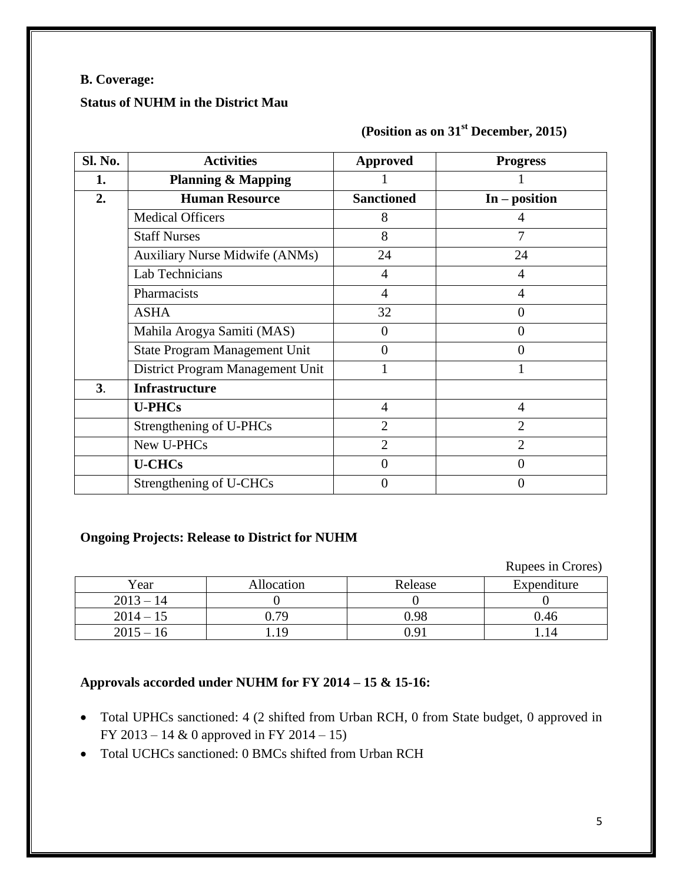**B. Coverage:**

**Status of NUHM in the District Mau**

**(Position as on 31st December, 2015)**

| Sl. No. | Activities | Approved | Progress |
|---|---|---|---|
| **1.** | **Planning & Mapping** | 1 | 1 |
| **2.** | **Human Resource** | **Sanctioned** | **In – position** |
| | Medical Officers | 8 | 4 |
| | Staff Nurses | 8 | 7 |
| | Auxiliary Nurse Midwife (ANMs) | 24 | 24 |
| | Lab Technicians | 4 | 4 |
| | Pharmacists | 4 | 4 |
| | ASHA | 32 | 0 |
| | Mahila Arogya Samiti (MAS) | 0 | 0 |
| | State Program Management Unit | 0 | 0 |
| | District Program Management Unit | 1 | 1 |
| **3.** | **Infrastructure** | | |
| | **U-PHCs** | 4 | 4 |
| | Strengthening of U-PHCs | 2 | 2 |
| | New U-PHCs | 2 | 2 |
| | **U-CHCs** | 0 | 0 |
| | Strengthening of U-CHCs | 0 | 0 |

**Ongoing Projects: Release to District for NUHM**

Rupees in Crores)

| Year | Allocation | Release | Expenditure |
|---|---|---|---|
| 2013 – 14 | 0 | 0 | 0 |
| 2014 – 15 | 0.79 | 0.98 | 0.46 |
| 2015 – 16 | 1.19 | 0.91 | 1.14 |

**Approvals accorded under NUHM for FY 2014 – 15 & 15-16:**

- Total UPHCs sanctioned: 4 (2 shifted from Urban RCH, 0 from State budget, 0 approved in FY 2013 – 14 & 0 approved in FY 2014 – 15)
- Total UCHCs sanctioned: 0 BMCs shifted from Urban RCH